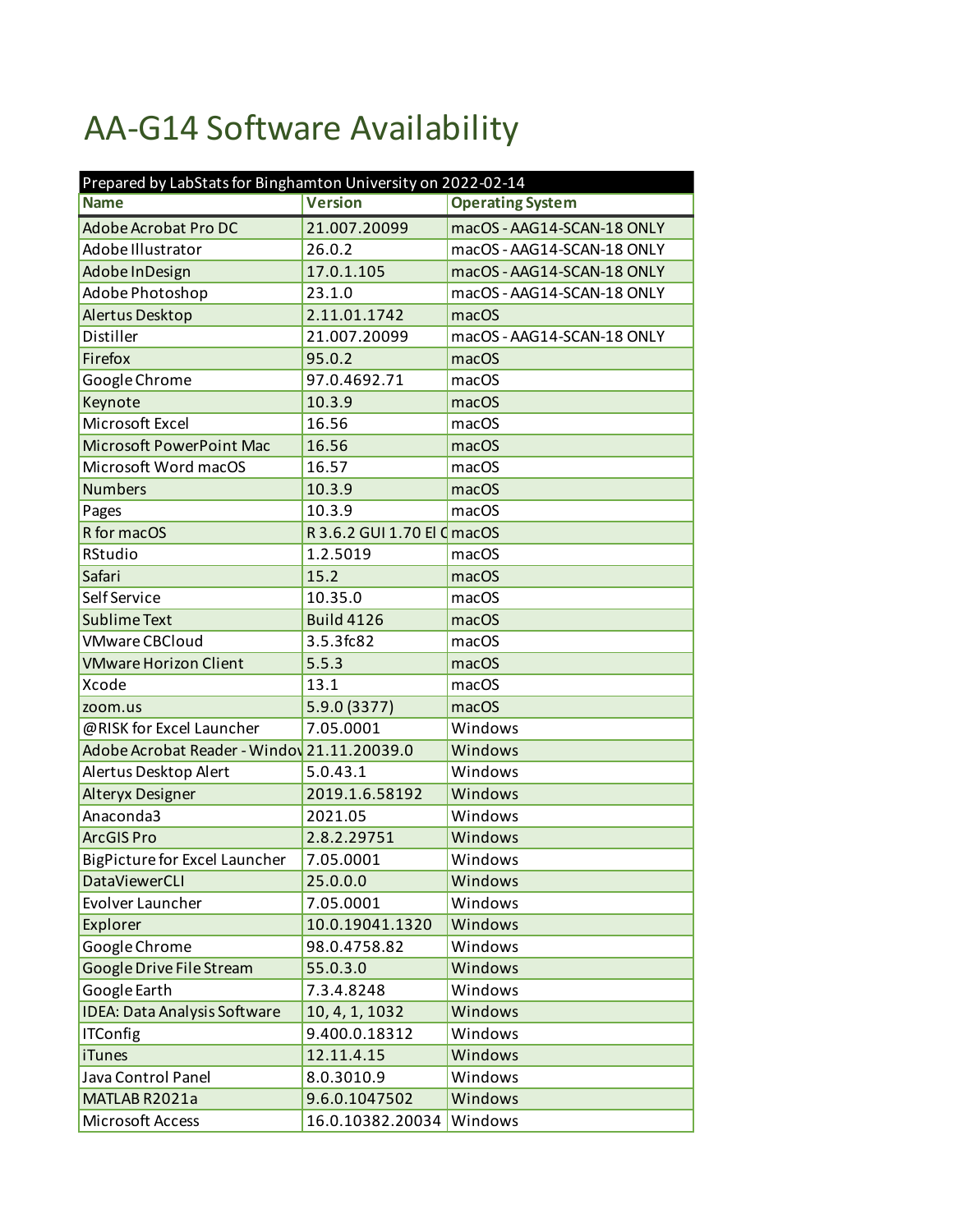# AA-G14 Software Availability

| Prepared by LabStats for Binghamton University on 2022-02-14 | | |
|---|---|---|
| **Name** | **Version** | **Operating System** |
| Adobe Acrobat Pro DC | 21.007.20099 | macOS - AAG14-SCAN-18 ONLY |
| Adobe Illustrator | 26.0.2 | macOS - AAG14-SCAN-18 ONLY |
| Adobe InDesign | 17.0.1.105 | macOS - AAG14-SCAN-18 ONLY |
| Adobe Photoshop | 23.1.0 | macOS - AAG14-SCAN-18 ONLY |
| Alertus Desktop | 2.11.01.1742 | macOS |
| Distiller | 21.007.20099 | macOS - AAG14-SCAN-18 ONLY |
| Firefox | 95.0.2 | macOS |
| Google Chrome | 97.0.4692.71 | macOS |
| Keynote | 10.3.9 | macOS |
| Microsoft Excel | 16.56 | macOS |
| Microsoft PowerPoint Mac | 16.56 | macOS |
| Microsoft Word macOS | 16.57 | macOS |
| Numbers | 10.3.9 | macOS |
| Pages | 10.3.9 | macOS |
| R for macOS | R 3.6.2 GUI 1.70 El C | macOS |
| RStudio | 1.2.5019 | macOS |
| Safari | 15.2 | macOS |
| Self Service | 10.35.0 | macOS |
| Sublime Text | Build 4126 | macOS |
| VMware CBCloud | 3.5.3fc82 | macOS |
| VMware Horizon Client | 5.5.3 | macOS |
| Xcode | 13.1 | macOS |
| zoom.us | 5.9.0 (3377) | macOS |
| @RISK for Excel Launcher | 7.05.0001 | Windows |
| Adobe Acrobat Reader - Windov | 21.11.20039.0 | Windows |
| Alertus Desktop Alert | 5.0.43.1 | Windows |
| Alteryx Designer | 2019.1.6.58192 | Windows |
| Anaconda3 | 2021.05 | Windows |
| ArcGIS Pro | 2.8.2.29751 | Windows |
| BigPicture for Excel Launcher | 7.05.0001 | Windows |
| DataViewerCLI | 25.0.0.0 | Windows |
| Evolver Launcher | 7.05.0001 | Windows |
| Explorer | 10.0.19041.1320 | Windows |
| Google Chrome | 98.0.4758.82 | Windows |
| Google Drive File Stream | 55.0.3.0 | Windows |
| Google Earth | 7.3.4.8248 | Windows |
| IDEA: Data Analysis Software | 10, 4, 1, 1032 | Windows |
| ITConfig | 9.400.0.18312 | Windows |
| iTunes | 12.11.4.15 | Windows |
| Java Control Panel | 8.0.3010.9 | Windows |
| MATLAB R2021a | 9.6.0.1047502 | Windows |
| Microsoft Access | 16.0.10382.20034 | Windows |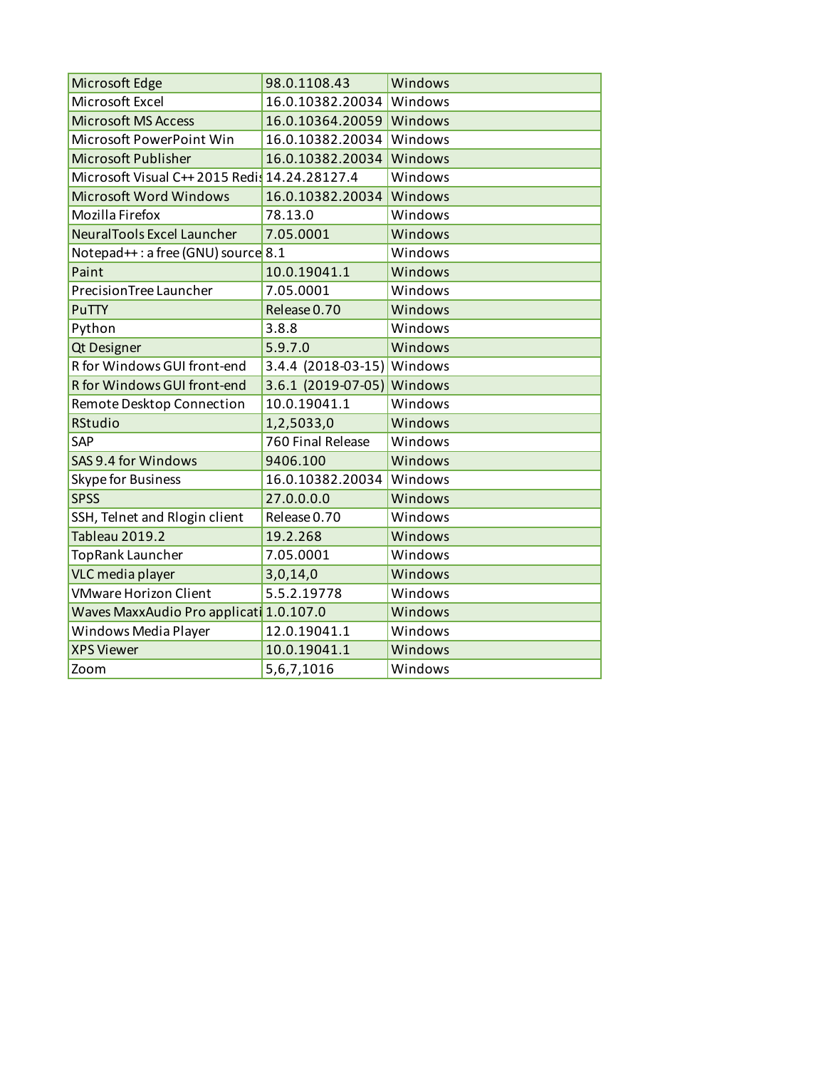| | | |
|---|---|---|
| Microsoft Edge | 98.0.1108.43 | Windows |
| Microsoft Excel | 16.0.10382.20034 | Windows |
| Microsoft MS Access | 16.0.10364.20059 | Windows |
| Microsoft PowerPoint Win | 16.0.10382.20034 | Windows |
| Microsoft Publisher | 16.0.10382.20034 | Windows |
| Microsoft Visual C++ 2015 Redis | 14.24.28127.4 | Windows |
| Microsoft Word Windows | 16.0.10382.20034 | Windows |
| Mozilla Firefox | 78.13.0 | Windows |
| NeuralTools Excel Launcher | 7.05.0001 | Windows |
| Notepad++ : a free (GNU) source | 8.1 | Windows |
| Paint | 10.0.19041.1 | Windows |
| PrecisionTree Launcher | 7.05.0001 | Windows |
| PuTTY | Release 0.70 | Windows |
| Python | 3.8.8 | Windows |
| Qt Designer | 5.9.7.0 | Windows |
| R for Windows GUI front-end | 3.4.4 (2018-03-15) | Windows |
| R for Windows GUI front-end | 3.6.1 (2019-07-05) | Windows |
| Remote Desktop Connection | 10.0.19041.1 | Windows |
| RStudio | 1,2,5033,0 | Windows |
| SAP | 760 Final Release | Windows |
| SAS 9.4 for Windows | 9406.100 | Windows |
| Skype for Business | 16.0.10382.20034 | Windows |
| SPSS | 27.0.0.0.0 | Windows |
| SSH, Telnet and Rlogin client | Release 0.70 | Windows |
| Tableau 2019.2 | 19.2.268 | Windows |
| TopRank Launcher | 7.05.0001 | Windows |
| VLC media player | 3,0,14,0 | Windows |
| VMware Horizon Client | 5.5.2.19778 | Windows |
| Waves MaxxAudio Pro applicati | 1.0.107.0 | Windows |
| Windows Media Player | 12.0.19041.1 | Windows |
| XPS Viewer | 10.0.19041.1 | Windows |
| Zoom | 5,6,7,1016 | Windows |